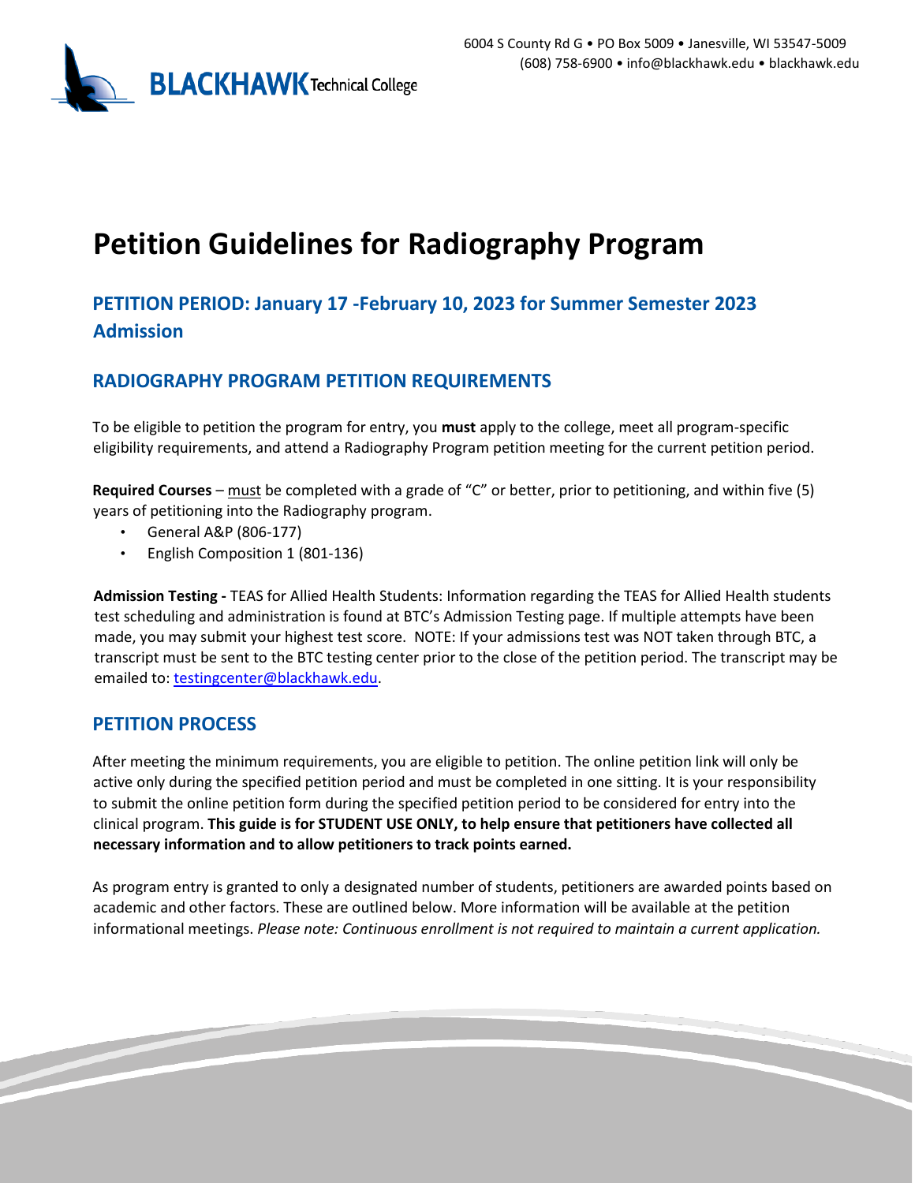6004 S County Rd G • PO Box 5009 • Janesville, WI 53547-5009
(608) 758-6900 • info@blackhawk.edu • blackhawk.edu

**BLACKHAWK** Technical College

# Petition Guidelines for Radiography Program

## PETITION PERIOD: January 17 -February 10, 2023 for Summer Semester 2023 Admission

## RADIOGRAPHY PROGRAM PETITION REQUIREMENTS

To be eligible to petition the program for entry, you **must** apply to the college, meet all program-specific eligibility requirements, and attend a Radiography Program petition meeting for the current petition period.

**Required Courses** – must be completed with a grade of "C" or better, prior to petitioning, and within five (5) years of petitioning into the Radiography program.

- General A&P (806-177)
- English Composition 1 (801-136)

**Admission Testing -** TEAS for Allied Health Students: Information regarding the TEAS for Allied Health students test scheduling and administration is found at BTC's Admission Testing page. If multiple attempts have been made, you may submit your highest test score. NOTE: If your admissions test was NOT taken through BTC, a transcript must be sent to the BTC testing center prior to the close of the petition period. The transcript may be emailed to: testingcenter@blackhawk.edu.

## PETITION PROCESS

After meeting the minimum requirements, you are eligible to petition. The online petition link will only be active only during the specified petition period and must be completed in one sitting. It is your responsibility to submit the online petition form during the specified petition period to be considered for entry into the clinical program. **This guide is for STUDENT USE ONLY, to help ensure that petitioners have collected all necessary information and to allow petitioners to track points earned.**

As program entry is granted to only a designated number of students, petitioners are awarded points based on academic and other factors. These are outlined below. More information will be available at the petition informational meetings. *Please note: Continuous enrollment is not required to maintain a current application.*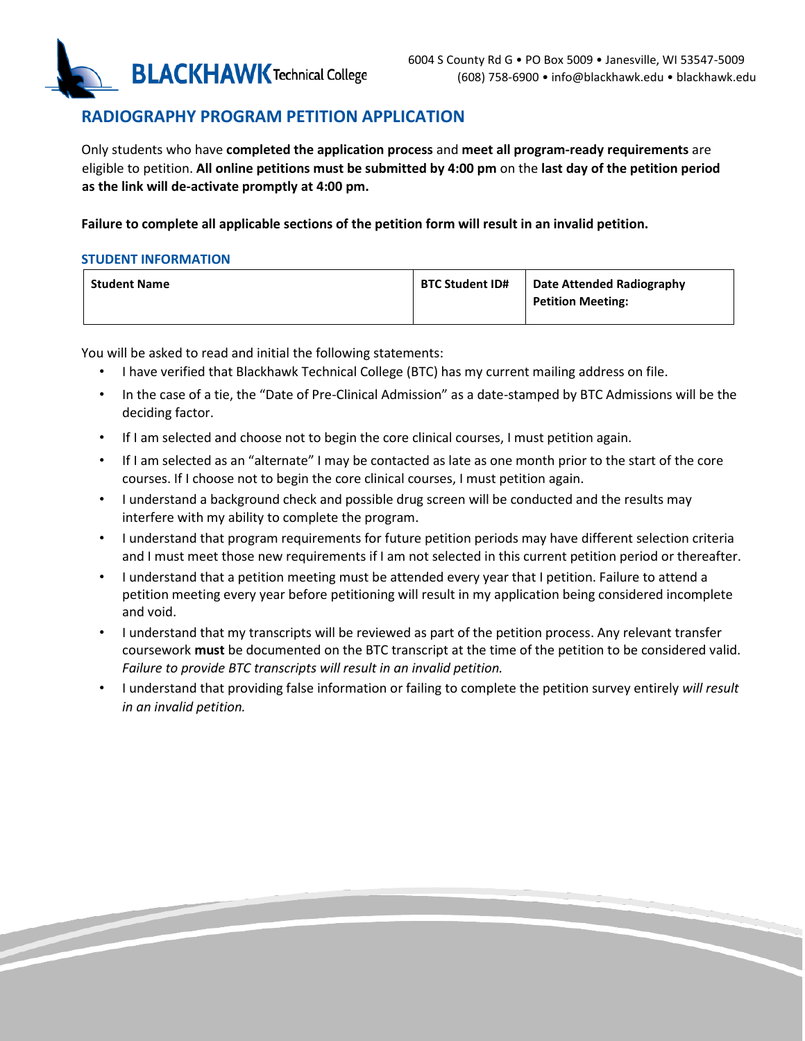BLACKHAWK Technical College

6004 S County Rd G • PO Box 5009 • Janesville, WI 53547-5009
(608) 758-6900 • info@blackhawk.edu • blackhawk.edu

## RADIOGRAPHY PROGRAM PETITION APPLICATION

Only students who have **completed the application process** and **meet all program-ready requirements** are eligible to petition. **All online petitions must be submitted by 4:00 pm** on the **last day of the petition period as the link will de-activate promptly at 4:00 pm.**

**Failure to complete all applicable sections of the petition form will result in an invalid petition.**

### STUDENT INFORMATION

| Student Name | BTC Student ID# | Date Attended Radiography Petition Meeting: |
|---|---|---|
| | | |

You will be asked to read and initial the following statements:

- I have verified that Blackhawk Technical College (BTC) has my current mailing address on file.
- In the case of a tie, the "Date of Pre-Clinical Admission" as a date-stamped by BTC Admissions will be the deciding factor.
- If I am selected and choose not to begin the core clinical courses, I must petition again.
- If I am selected as an "alternate" I may be contacted as late as one month prior to the start of the core courses. If I choose not to begin the core clinical courses, I must petition again.
- I understand a background check and possible drug screen will be conducted and the results may interfere with my ability to complete the program.
- I understand that program requirements for future petition periods may have different selection criteria and I must meet those new requirements if I am not selected in this current petition period or thereafter.
- I understand that a petition meeting must be attended every year that I petition. Failure to attend a petition meeting every year before petitioning will result in my application being considered incomplete and void.
- I understand that my transcripts will be reviewed as part of the petition process. Any relevant transfer coursework **must** be documented on the BTC transcript at the time of the petition to be considered valid. *Failure to provide BTC transcripts will result in an invalid petition.*
- I understand that providing false information or failing to complete the petition survey entirely *will result in an invalid petition.*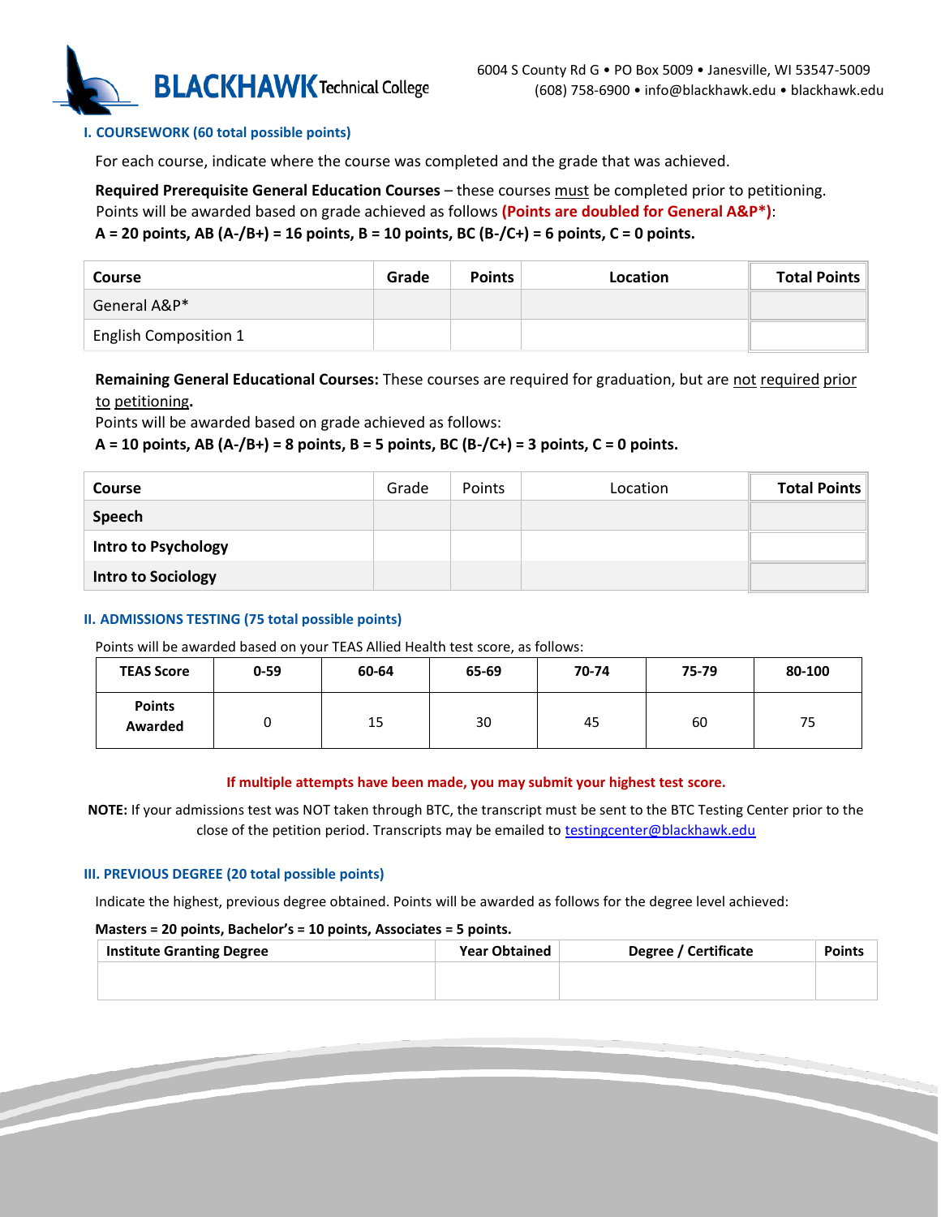**BLACKHAWK** Technical College

6004 S County Rd G • PO Box 5009 • Janesville, WI 53547-5009
(608) 758-6900 • info@blackhawk.edu • blackhawk.edu

### I. COURSEWORK (60 total possible points)

For each course, indicate where the course was completed and the grade that was achieved.

**Required Prerequisite General Education Courses** – these courses must be completed prior to petitioning. Points will be awarded based on grade achieved as follows **(Points are doubled for General A&P*)**:
**A = 20 points, AB (A-/B+) = 16 points, B = 10 points, BC (B-/C+) = 6 points, C = 0 points.**

| Course | Grade | Points | Location | Total Points |
|---|---|---|---|---|
| General A&P* | | | | |
| English Composition 1 | | | | |

**Remaining General Educational Courses:** These courses are required for graduation, but are not required prior to petitioning.
Points will be awarded based on grade achieved as follows:
**A = 10 points, AB (A-/B+) = 8 points, B = 5 points, BC (B-/C+) = 3 points, C = 0 points.**

| Course | Grade | Points | Location | Total Points |
|---|---|---|---|---|
| **Speech** | | | | |
| **Intro to Psychology** | | | | |
| **Intro to Sociology** | | | | |

### II. ADMISSIONS TESTING (75 total possible points)

Points will be awarded based on your TEAS Allied Health test score, as follows:

| TEAS Score | 0-59 | 60-64 | 65-69 | 70-74 | 75-79 | 80-100 |
|---|---|---|---|---|---|---|
| Points Awarded | 0 | 15 | 30 | 45 | 60 | 75 |

**If multiple attempts have been made, you may submit your highest test score.**

**NOTE:** If your admissions test was NOT taken through BTC, the transcript must be sent to the BTC Testing Center prior to the close of the petition period. Transcripts may be emailed to testingcenter@blackhawk.edu

### III. PREVIOUS DEGREE (20 total possible points)

Indicate the highest, previous degree obtained. Points will be awarded as follows for the degree level achieved:

**Masters = 20 points, Bachelor's = 10 points, Associates = 5 points.**

| Institute Granting Degree | Year Obtained | Degree / Certificate | Points |
|---|---|---|---|
| | | | |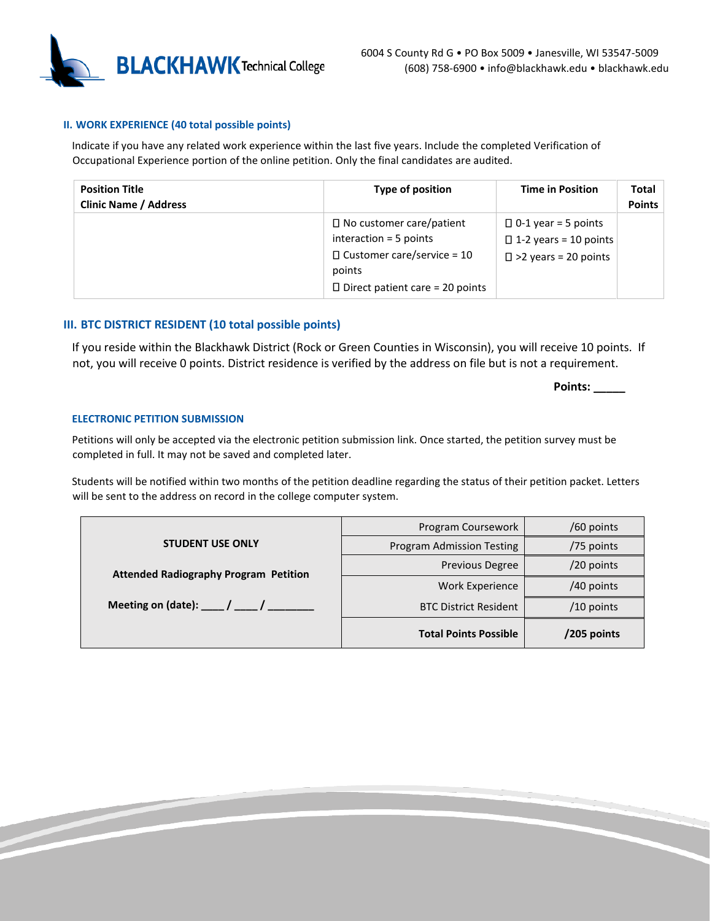### II. WORK EXPERIENCE (40 total possible points)

Indicate if you have any related work experience within the last five years. Include the completed Verification of Occupational Experience portion of the online petition. Only the final candidates are audited.

| **Position Title**<br>**Clinic Name / Address** | **Type of position** | **Time in Position** | **Total Points** |
|---|---|---|---|
| | ☐ No customer care/patient interaction = 5 points<br>☐ Customer care/service = 10 points<br>☐ Direct patient care = 20 points | ☐ 0-1 year = 5 points<br>☐ 1-2 years = 10 points<br>☐ >2 years = 20 points | |

### III. BTC DISTRICT RESIDENT (10 total possible points)

If you reside within the Blackhawk District (Rock or Green Counties in Wisconsin), you will receive 10 points. If not, you will receive 0 points. District residence is verified by the address on file but is not a requirement.

**Points: _____**

#### ELECTRONIC PETITION SUBMISSION

Petitions will only be accepted via the electronic petition submission link. Once started, the petition survey must be completed in full. It may not be saved and completed later.

Students will be notified within two months of the petition deadline regarding the status of their petition packet. Letters will be sent to the address on record in the college computer system.

| **STUDENT USE ONLY**<br><br>**Attended Radiography Program Petition**<br><br>**Meeting on (date): ____ / ____ / _______** | | |
|---|---|---|
| | Program Coursework | /60 points |
| | Program Admission Testing | /75 points |
| | Previous Degree | /20 points |
| | Work Experience | /40 points |
| | BTC District Resident | /10 points |
| | **Total Points Possible** | **/205 points** |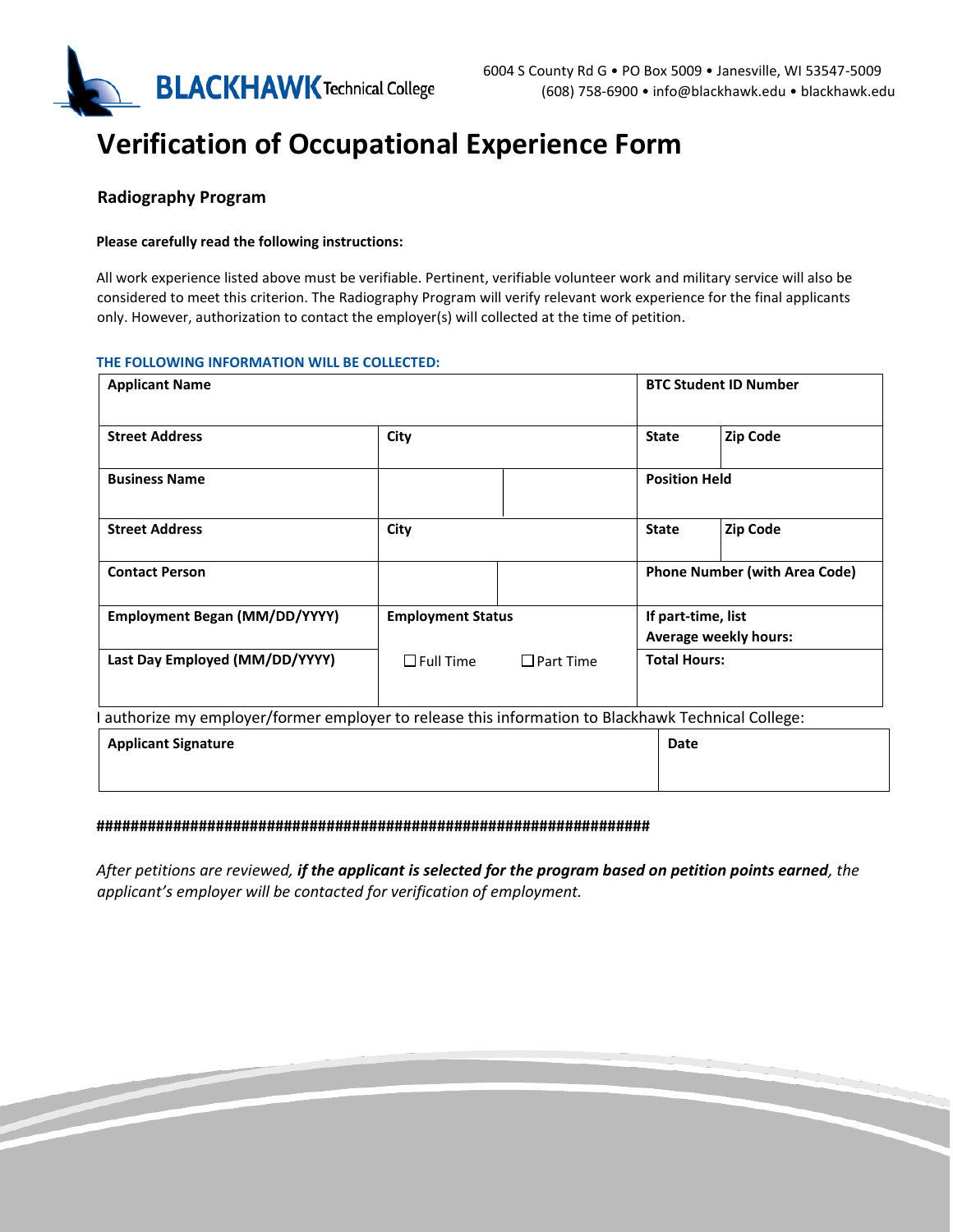6004 S County Rd G • PO Box 5009 • Janesville, WI 53547-5009
(608) 758-6900 • info@blackhawk.edu • blackhawk.edu

# Verification of Occupational Experience Form

### Radiography Program

**Please carefully read the following instructions:**

All work experience listed above must be verifiable. Pertinent, verifiable volunteer work and military service will also be considered to meet this criterion. The Radiography Program will verify relevant work experience for the final applicants only. However, authorization to contact the employer(s) will collected at the time of petition.

**THE FOLLOWING INFORMATION WILL BE COLLECTED:**

| | | | |
|---|---|---|---|
| **Applicant Name** | | **BTC Student ID Number** | |
| **Street Address** | **City** | **State** | **Zip Code** |
| **Business Name** | | **Position Held** | |
| **Street Address** | **City** | **State** | **Zip Code** |
| **Contact Person** | | **Phone Number (with Area Code)** | |
| **Employment Began (MM/DD/YYYY)** | **Employment Status** | **If part-time, list Average weekly hours:** | |
| **Last Day Employed (MM/DD/YYYY)** | ☐ Full Time ☐ Part Time | **Total Hours:** | |

I authorize my employer/former employer to release this information to Blackhawk Technical College:

| | |
|---|---|
| **Applicant Signature** | **Date** |

**####################################################################**

*After petitions are reviewed, **if the applicant is selected for the program based on petition points earned**, the applicant's employer will be contacted for verification of employment.*